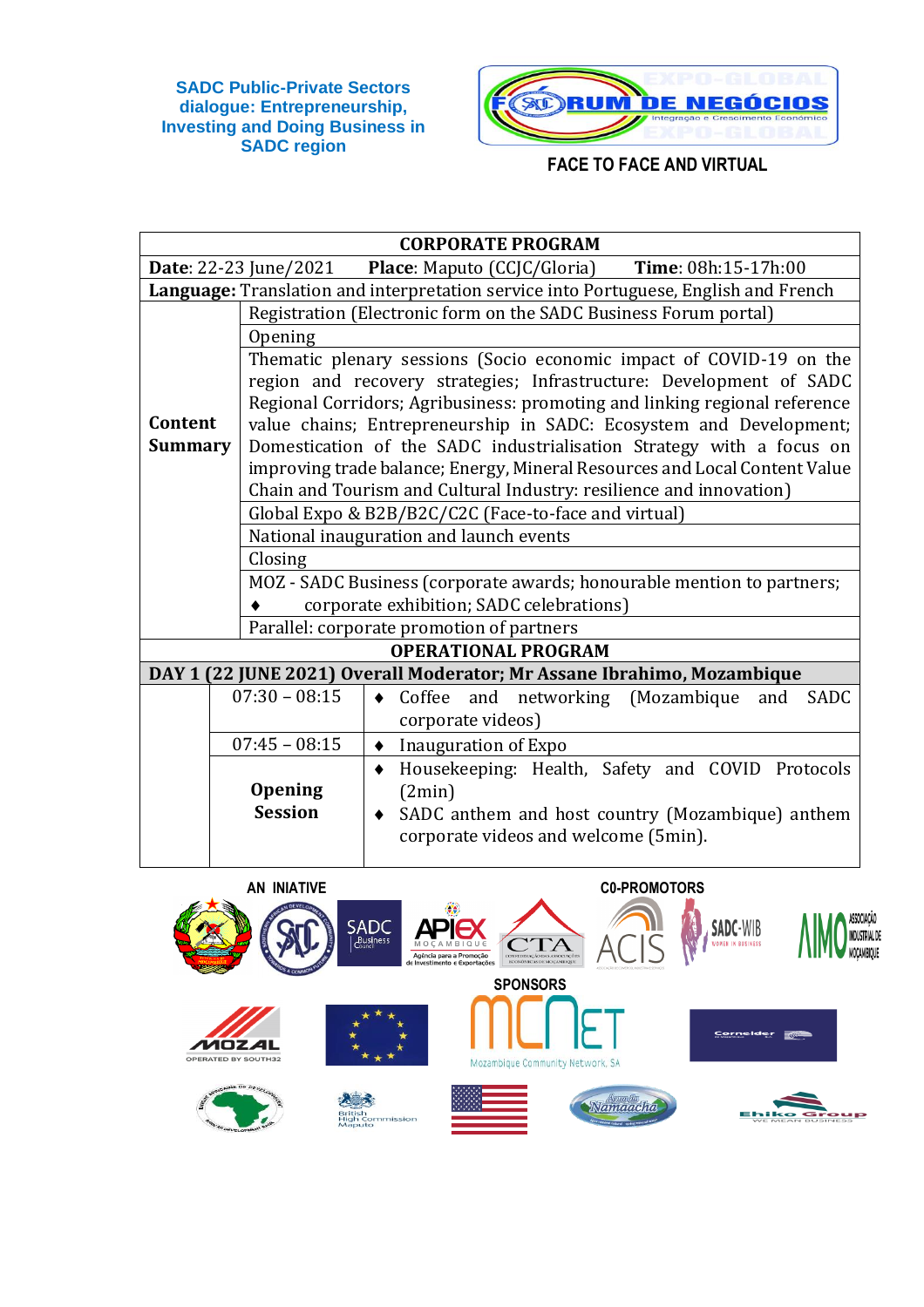**SADC Public-Private Sectors dialogue: Entrepreneurship, Investing and Doing Business in SADC region**

FORUM DE NEGÓCIOS

**FACE TO FACE AND VIRTUAL**

| **CORPORATE PROGRAM** | | |
|---|---|---|
| **Date**: 22-23 June/2021 **Place**: Maputo (CCJC/Gloria) **Time**: 08h:15-17h:00 | | |
| **Language:** Translation and interpretation service into Portuguese, English and French | | |
| **Content Summary** | Registration (Electronic form on the SADC Business Forum portal) | |
| | Opening | |
| | Thematic plenary sessions (Socio economic impact of COVID-19 on the region and recovery strategies; Infrastructure: Development of SADC Regional Corridors; Agribusiness: promoting and linking regional reference value chains; Entrepreneurship in SADC: Ecosystem and Development; Domestication of the SADC industrialisation Strategy with a focus on improving trade balance; Energy, Mineral Resources and Local Content Value Chain and Tourism and Cultural Industry: resilience and innovation) | |
| | Global Expo & B2B/B2C/C2C (Face-to-face and virtual) | |
| | National inauguration and launch events | |
| | Closing | |
| | MOZ - SADC Business (corporate awards; honourable mention to partners; ♦ corporate exhibition; SADC celebrations) | |
| | Parallel: corporate promotion of partners | |
| **OPERATIONAL PROGRAM** | | |
| **DAY 1 (22 JUNE 2021) Overall Moderator; Mr Assane Ibrahimo, Mozambique** | | |
| | 07:30 – 08:15 | ♦ Coffee and networking (Mozambique and SADC corporate videos) |
| | 07:45 – 08:15 | ♦ Inauguration of Expo |
| | **Opening Session** | ♦ Housekeeping: Health, Safety and COVID Protocols (2min)<br>♦ SADC anthem and host country (Mozambique) anthem corporate videos and welcome (5min). |

**AN INIATIVE**

**C0-PROMOTORS**

**SPONSORS**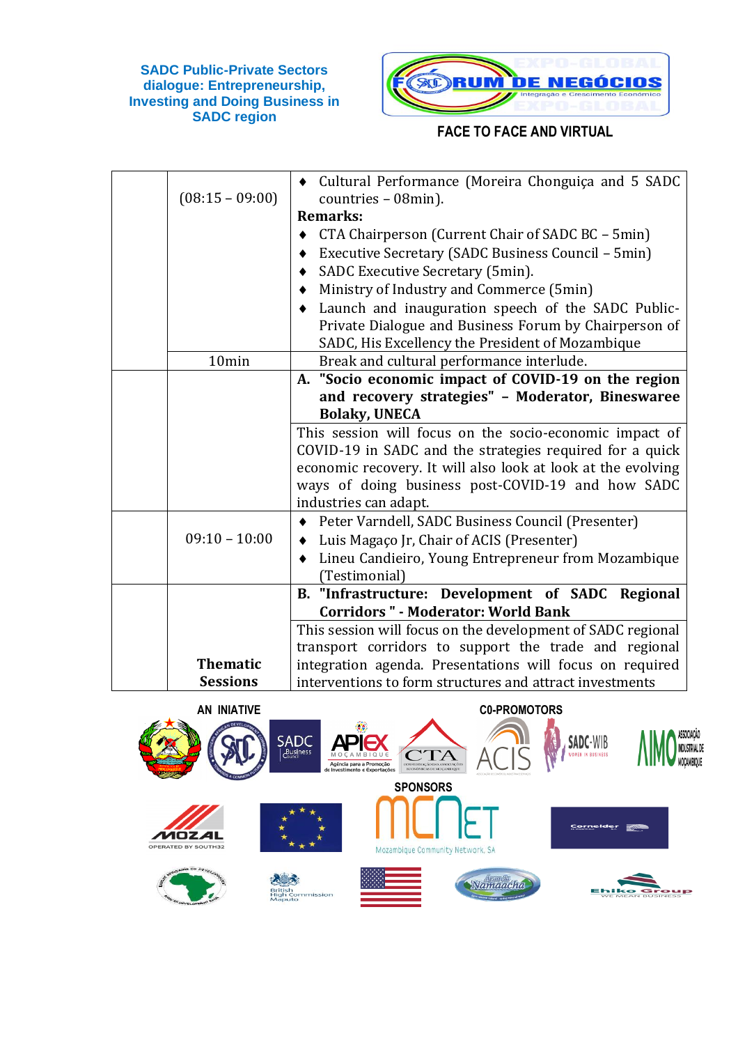**SADC Public-Private Sectors dialogue: Entrepreneurship, Investing and Doing Business in SADC region**

FORUM DE NEGÓCIOS
Integração e Crescimento Económico
EXPO-GLOBAL

**FACE TO FACE AND VIRTUAL**

| | | |
|---|---|---|
| | (08:15 – 09:00) | ♦ Cultural Performance (Moreira Chonguiça and 5 SADC countries – 08min).<br>**Remarks:**<br>♦ CTA Chairperson (Current Chair of SADC BC – 5min)<br>♦ Executive Secretary (SADC Business Council – 5min)<br>♦ SADC Executive Secretary (5min).<br>♦ Ministry of Industry and Commerce (5min)<br>♦ Launch and inauguration speech of the SADC Public-Private Dialogue and Business Forum by Chairperson of SADC, His Excellency the President of Mozambique |
| | 10min | Break and cultural performance interlude. |
| | | **A. "Socio economic impact of COVID-19 on the region and recovery strategies" – Moderator, Bineswaree Bolaky, UNECA** |
| | | This session will focus on the socio-economic impact of COVID-19 in SADC and the strategies required for a quick economic recovery. It will also look at look at the evolving ways of doing business post-COVID-19 and how SADC industries can adapt. |
| | 09:10 – 10:00 | ♦ Peter Varndell, SADC Business Council (Presenter)<br>♦ Luis Magaço Jr, Chair of ACIS (Presenter)<br>♦ Lineu Candieiro, Young Entrepreneur from Mozambique (Testimonial) |
| | | **B. "Infrastructure: Development of SADC Regional Corridors " - Moderator: World Bank** |
| | **Thematic Sessions** | This session will focus on the development of SADC regional transport corridors to support the trade and regional integration agenda. Presentations will focus on required interventions to form structures and attract investments |

**AN INIATIVE**

**C0-PROMOTORS**

**SPONSORS**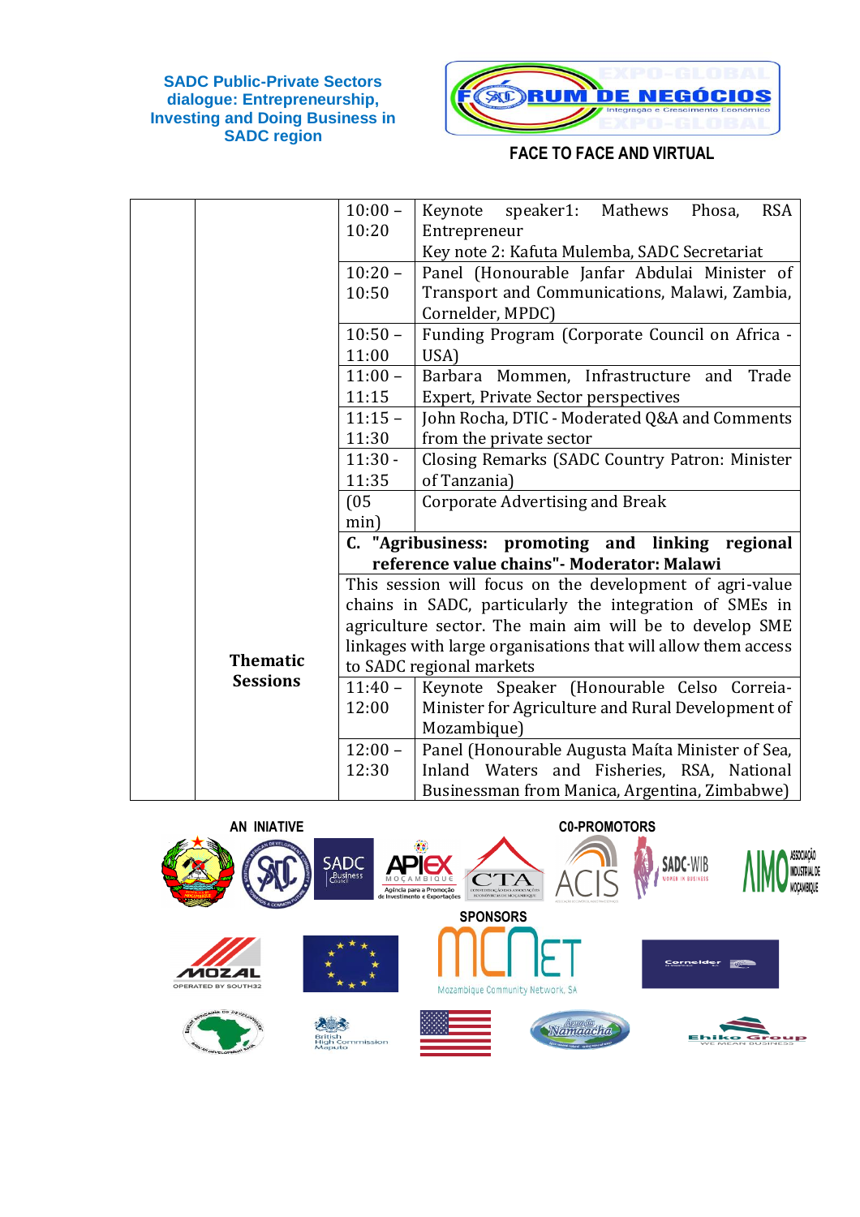**SADC Public-Private Sectors dialogue: Entrepreneurship, Investing and Doing Business in SADC region**

FORUM DE NEGÓCIOS

EXPO-GLOBAL

Integração e Crescimento Económico

**FACE TO FACE AND VIRTUAL**

| | | | |
|---|---|---|---|
| | | 10:00 – 10:20 | Keynote speaker1: Mathews Phosa, RSA Entrepreneur<br>Key note 2: Kafuta Mulemba, SADC Secretariat |
| | | 10:20 – 10:50 | Panel (Honourable Janfar Abdulai Minister of Transport and Communications, Malawi, Zambia, Cornelder, MPDC) |
| | | 10:50 – 11:00 | Funding Program (Corporate Council on Africa - USA) |
| | | 11:00 – 11:15 | Barbara Mommen, Infrastructure and Trade Expert, Private Sector perspectives |
| | | 11:15 – 11:30 | John Rocha, DTIC - Moderated Q&A and Comments from the private sector |
| | | 11:30 - 11:35 | Closing Remarks (SADC Country Patron: Minister of Tanzania) |
| | | (05 min) | Corporate Advertising and Break |
| | **Thematic Sessions** | **C. "Agribusiness: promoting and linking regional reference value chains"- Moderator: Malawi** | |
| | | This session will focus on the development of agri-value chains in SADC, particularly the integration of SMEs in agriculture sector. The main aim will be to develop SME linkages with large organisations that will allow them access to SADC regional markets | |
| | | 11:40 – 12:00 | Keynote Speaker (Honourable Celso Correia- Minister for Agriculture and Rural Development of Mozambique) |
| | | 12:00 – 12:30 | Panel (Honourable Augusta Maíta Minister of Sea, Inland Waters and Fisheries, RSA, National Businessman from Manica, Argentina, Zimbabwe) |

**AN INIATIVE**

**C0-PROMOTORS**

**SPONSORS**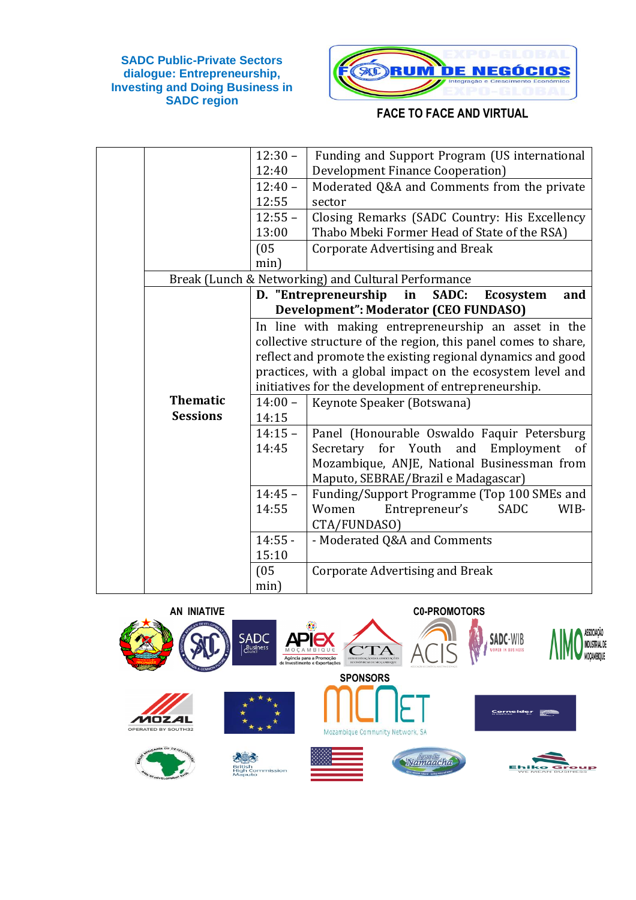SADC Public-Private Sectors dialogue: Entrepreneurship, Investing and Doing Business in SADC region

FORUM DE NEGÓCIOS

FACE TO FACE AND VIRTUAL

| | | | |
|---|---|---|---|
| | | 12:30 – 12:40 | Funding and Support Program (US international Development Finance Cooperation) |
| | | 12:40 – 12:55 | Moderated Q&A and Comments from the private sector |
| | | 12:55 – 13:00 | Closing Remarks (SADC Country: His Excellency Thabo Mbeki Former Head of State of the RSA) |
| | | (05 min) | Corporate Advertising and Break |
| | Break (Lunch & Networking) and Cultural Performance | | |
| | **Thematic Sessions** | **D. "Entrepreneurship in SADC: Ecosystem and Development": Moderator (CEO FUNDASO)** | |
| | | In line with making entrepreneurship an asset in the collective structure of the region, this panel comes to share, reflect and promote the existing regional dynamics and good practices, with a global impact on the ecosystem level and initiatives for the development of entrepreneurship. | |
| | | 14:00 – 14:15 | Keynote Speaker (Botswana) |
| | | 14:15 – 14:45 | Panel (Honourable Oswaldo Faquir Petersburg Secretary for Youth and Employment of Mozambique, ANJE, National Businessman from Maputo, SEBRAE/Brazil e Madagascar) |
| | | 14:45 – 14:55 | Funding/Support Programme (Top 100 SMEs and Women Entrepreneur's SADC WIB-CTA/FUNDASO) |
| | | 14:55 - 15:10 | - Moderated Q&A and Comments |
| | | (05 min) | Corporate Advertising and Break |

AN INIATIVE

C0-PROMOTORS

SPONSORS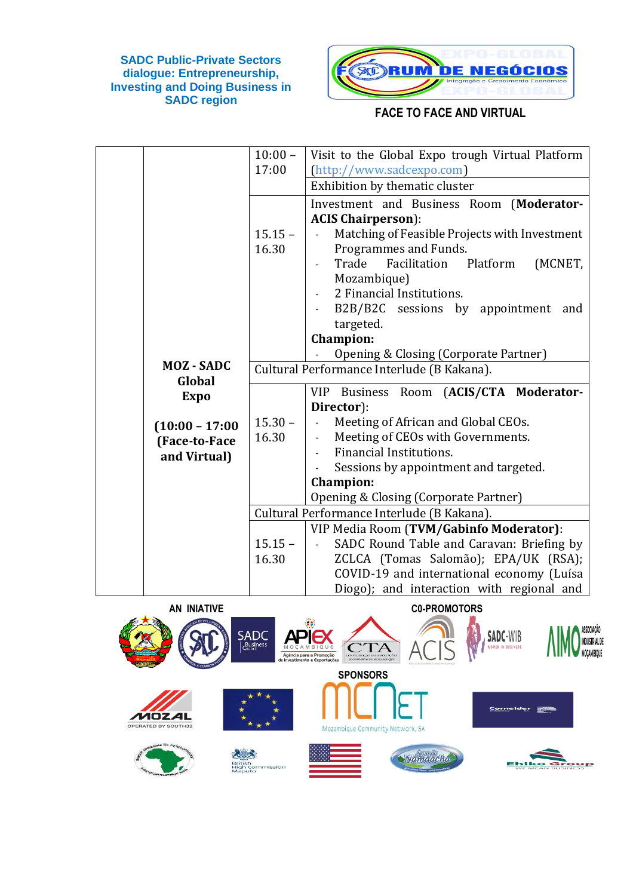SADC Public-Private Sectors dialogue: Entrepreneurship, Investing and Doing Business in SADC region

FORUM DE NEGÓCIOS – Integração e Crescimento Económico – EXPO-GLOBAL

**FACE TO FACE AND VIRTUAL**

| | | | |
|---|---|---|---|
| | **MOZ - SADC Global Expo**<br><br>**(10:00 – 17:00 (Face-to-Face and Virtual)** | 10:00 – 17:00 | Visit to the Global Expo trough Virtual Platform (http://www.sadcexpo.com)<br>Exhibition by thematic cluster |
| | | 15.15 – 16.30 | Investment and Business Room (**Moderator-ACIS Chairperson**):<br>- Matching of Feasible Projects with Investment Programmes and Funds.<br>- Trade Facilitation Platform (MCNET, Mozambique)<br>- 2 Financial Institutions.<br>- B2B/B2C sessions by appointment and targeted.<br>**Champion:**<br>- Opening & Closing (Corporate Partner) |
| | | Cultural Performance Interlude (B Kakana). | |
| | | 15.30 – 16.30 | VIP Business Room (**ACIS/CTA Moderator-Director**):<br>- Meeting of African and Global CEOs.<br>- Meeting of CEOs with Governments.<br>- Financial Institutions.<br>- Sessions by appointment and targeted.<br>**Champion:**<br>Opening & Closing (Corporate Partner) |
| | | Cultural Performance Interlude (B Kakana). | |
| | | 15.15 – 16.30 | VIP Media Room (**TVM/Gabinfo Moderator)**:<br>- SADC Round Table and Caravan: Briefing by ZCLCA (Tomas Salomão); EPA/UK (RSA); COVID-19 and international economy (Luísa Diogo); and interaction with regional and |

**AN INIATIVE**

**C0-PROMOTORS**

**SPONSORS**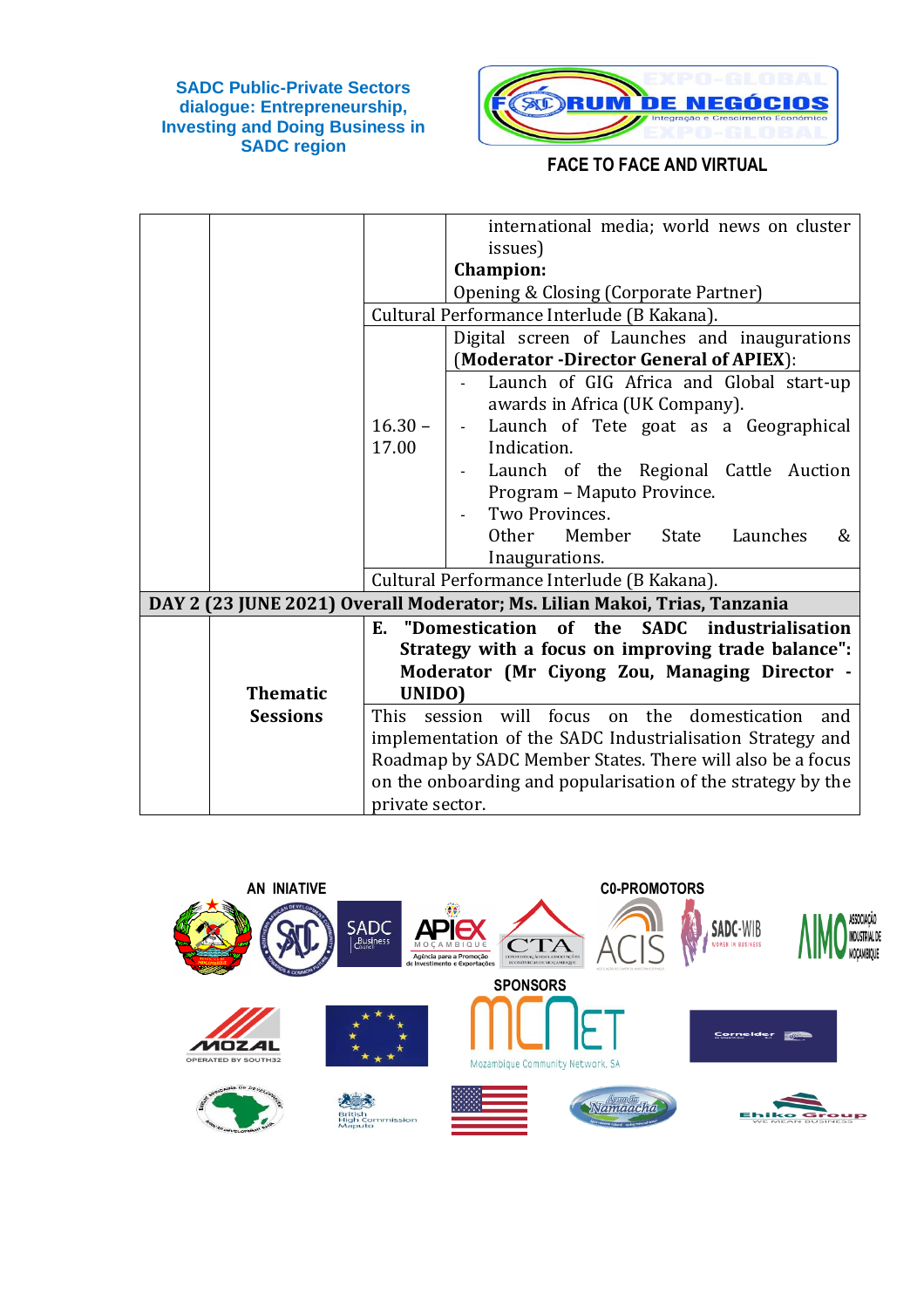| | | | |
|---|---|---|---|
| | | | international media; world news on cluster issues)<br>**Champion:**<br>Opening & Closing (Corporate Partner) |
| | | Cultural Performance Interlude (B Kakana). | |
| | | 16.30 – 17.00 | Digital screen of Launches and inaugurations (**Moderator -Director General of APIEX**):<br>- Launch of GIG Africa and Global start-up awards in Africa (UK Company).<br>- Launch of Tete goat as a Geographical Indication.<br>- Launch of the Regional Cattle Auction Program – Maputo Province.<br>- Two Provinces.<br>Other Member State Launches & Inaugurations. |
| | | Cultural Performance Interlude (B Kakana). | |
| **DAY 2 (23 JUNE 2021) Overall Moderator; Ms. Lilian Makoi, Trias, Tanzania** | | | |
| | **Thematic Sessions** | **E. "Domestication of the SADC industrialisation Strategy with a focus on improving trade balance": Moderator (Mr Ciyong Zou, Managing Director - UNIDO)** | |
| | | This session will focus on the domestication and implementation of the SADC Industrialisation Strategy and Roadmap by SADC Member States. There will also be a focus on the onboarding and popularisation of the strategy by the private sector. | |

AN INIATIVE

C0-PROMOTORS

SPONSORS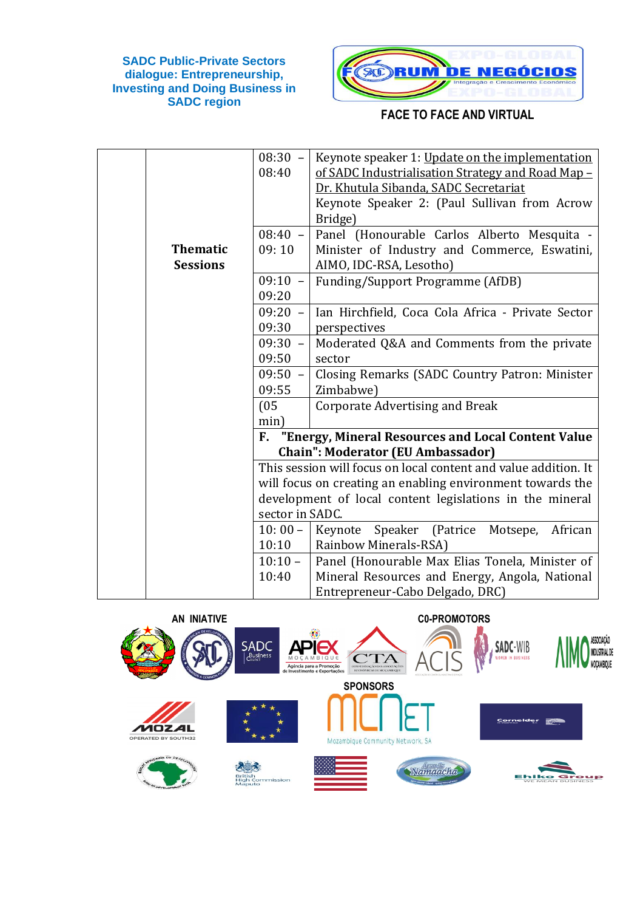SADC Public-Private Sectors dialogue: Entrepreneurship, Investing and Doing Business in SADC region

FORUM DE NEGÓCIOS

Integração e Crescimento Económico

EXPO-GLOBAL

FACE TO FACE AND VIRTUAL

| | | | |
|---|---|---|---|
| | **Thematic Sessions** | 08:30 – 08:40 | Keynote speaker 1: Update on the implementation of SADC Industrialisation Strategy and Road Map – Dr. Khutula Sibanda, SADC Secretariat<br>Keynote Speaker 2: (Paul Sullivan from Acrow Bridge) |
| | | 08:40 – 09: 10 | Panel (Honourable Carlos Alberto Mesquita - Minister of Industry and Commerce, Eswatini, AIMO, IDC-RSA, Lesotho) |
| | | 09:10 – 09:20 | Funding/Support Programme (AfDB) |
| | | 09:20 – 09:30 | Ian Hirchfield, Coca Cola Africa - Private Sector perspectives |
| | | 09:30 – 09:50 | Moderated Q&A and Comments from the private sector |
| | | 09:50 – 09:55 | Closing Remarks (SADC Country Patron: Minister Zimbabwe) |
| | | (05 min) | Corporate Advertising and Break |
| | | **F. "Energy, Mineral Resources and Local Content Value Chain": Moderator (EU Ambassador)** | |
| | | This session will focus on local content and value addition. It will focus on creating an enabling environment towards the development of local content legislations in the mineral sector in SADC. | |
| | | 10: 00 – 10:10 | Keynote Speaker (Patrice Motsepe, African Rainbow Minerals-RSA) |
| | | 10:10 – 10:40 | Panel (Honourable Max Elias Tonela, Minister of Mineral Resources and Energy, Angola, National Entrepreneur-Cabo Delgado, DRC) |

AN INIATIVE

C0-PROMOTORS

SPONSORS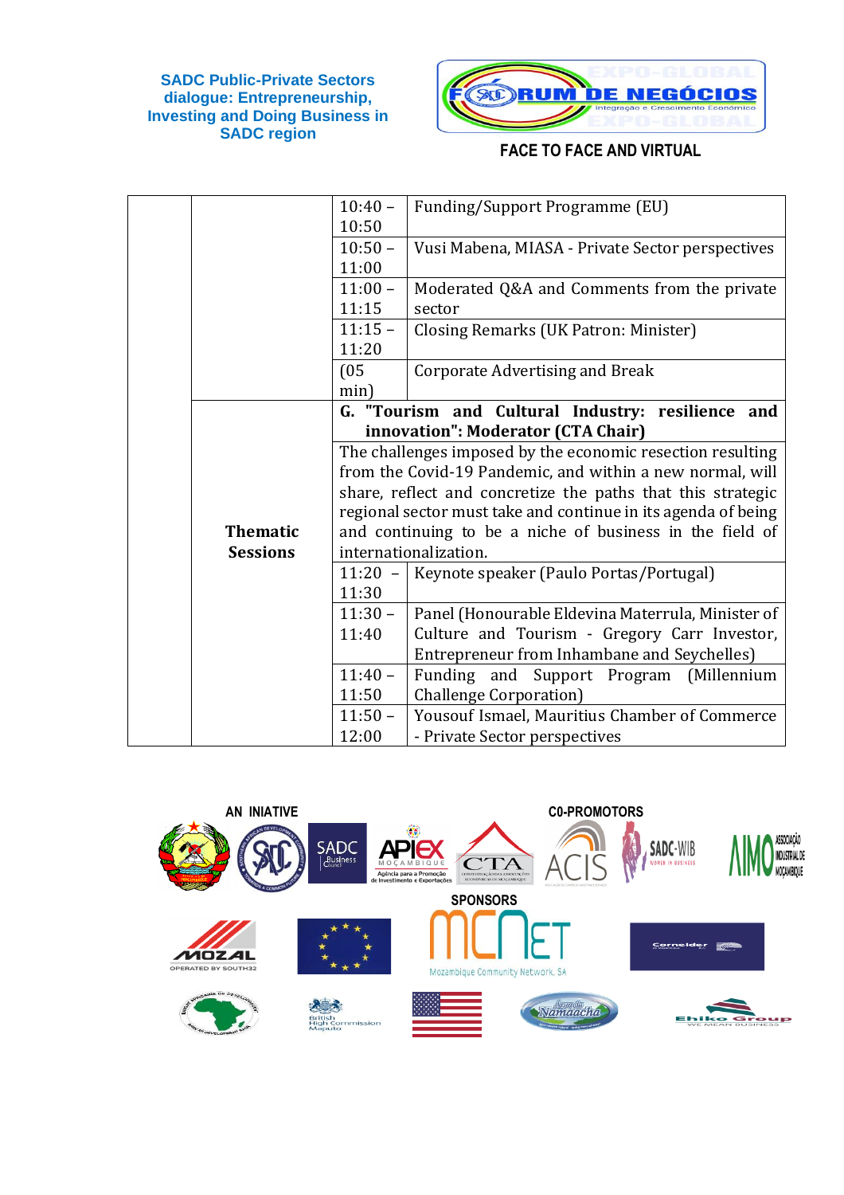**SADC Public-Private Sectors dialogue: Entrepreneurship, Investing and Doing Business in SADC region**

**FACE TO FACE AND VIRTUAL**

| | | | |
|---|---|---|---|
| | | 10:40 – 10:50 | Funding/Support Programme (EU) |
| | | 10:50 – 11:00 | Vusi Mabena, MIASA - Private Sector perspectives |
| | | 11:00 – 11:15 | Moderated Q&A and Comments from the private sector |
| | | 11:15 – 11:20 | Closing Remarks (UK Patron: Minister) |
| | | (05 min) | Corporate Advertising and Break |
| | **Thematic Sessions** | **G. "Tourism and Cultural Industry: resilience and innovation": Moderator (CTA Chair)** | |
| | | The challenges imposed by the economic resection resulting from the Covid-19 Pandemic, and within a new normal, will share, reflect and concretize the paths that this strategic regional sector must take and continue in its agenda of being and continuing to be a niche of business in the field of internationalization. | |
| | | 11:20 – 11:30 | Keynote speaker (Paulo Portas/Portugal) |
| | | 11:30 – 11:40 | Panel (Honourable Eldevina Materrula, Minister of Culture and Tourism - Gregory Carr Investor, Entrepreneur from Inhambane and Seychelles) |
| | | 11:40 – 11:50 | Funding and Support Program (Millennium Challenge Corporation) |
| | | 11:50 – 12:00 | Yousouf Ismael, Mauritius Chamber of Commerce - Private Sector perspectives |

**AN INIATIVE**

**C0-PROMOTORS**

**SPONSORS**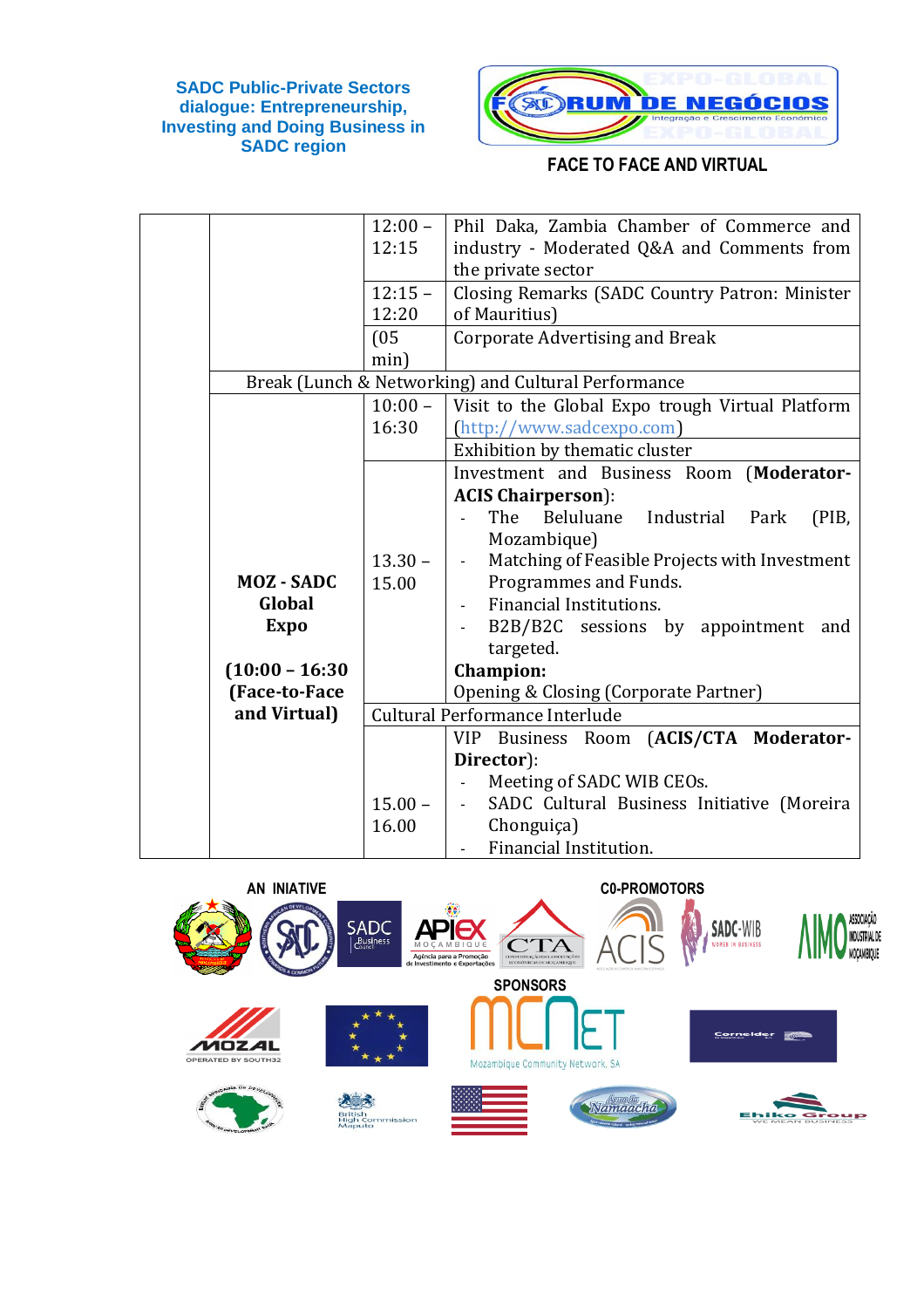SADC Public-Private Sectors dialogue: Entrepreneurship, Investing and Doing Business in SADC region

FORUM DE NEGÓCIOS — EXPO-GLOBAL — Integração e Crescimento Económico

**FACE TO FACE AND VIRTUAL**

| | | | |
|---|---|---|---|
| | | 12:00 – 12:15 | Phil Daka, Zambia Chamber of Commerce and industry - Moderated Q&A and Comments from the private sector |
| | | 12:15 – 12:20 | Closing Remarks (SADC Country Patron: Minister of Mauritius) |
| | | (05 min) | Corporate Advertising and Break |
| | Break (Lunch & Networking) and Cultural Performance | | |
| | **MOZ - SADC Global Expo**<br><br>**(10:00 – 16:30 (Face-to-Face and Virtual)** | 10:00 – 16:30 | Visit to the Global Expo trough Virtual Platform (http://www.sadcexpo.com)<br>Exhibition by thematic cluster |
| | | 13.30 – 15.00 | Investment and Business Room (**Moderator-ACIS Chairperson**):<br>- The Beluluane Industrial Park (PIB, Mozambique)<br>- Matching of Feasible Projects with Investment Programmes and Funds.<br>- Financial Institutions.<br>- B2B/B2C sessions by appointment and targeted.<br>**Champion:**<br>Opening & Closing (Corporate Partner) |
| | | Cultural Performance Interlude | |
| | | 15.00 – 16.00 | VIP Business Room (**ACIS/CTA Moderator-Director**):<br>- Meeting of SADC WIB CEOs.<br>- SADC Cultural Business Initiative (Moreira Chonguiça)<br>- Financial Institution. |

**AN INIATIVE**

**C0-PROMOTORS**

**SPONSORS**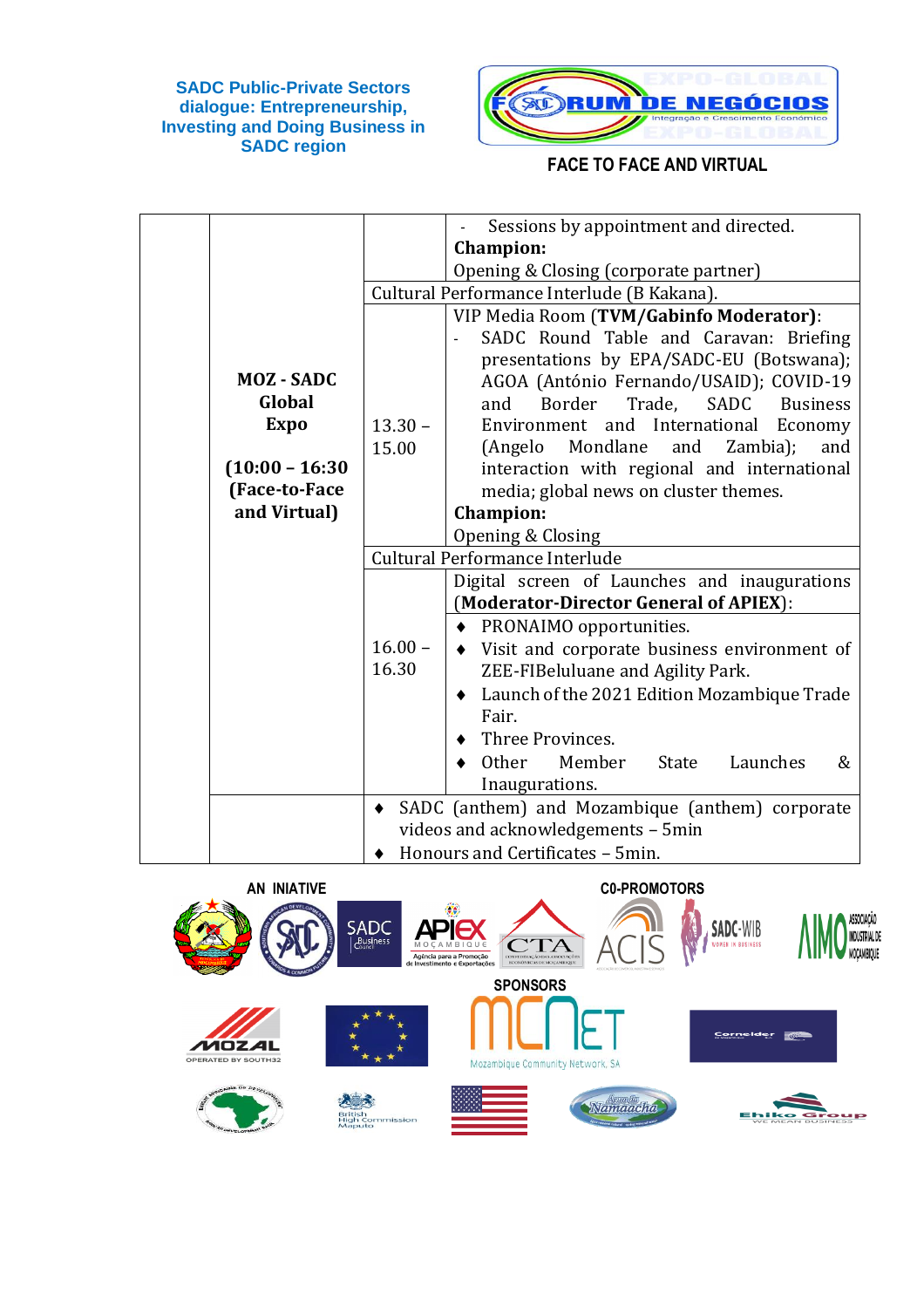**SADC Public-Private Sectors dialogue: Entrepreneurship, Investing and Doing Business in SADC region**

FORUM DE NEGÓCIOS
Integração e Crescimento Económico
EXPO-GLOBAL

**FACE TO FACE AND VIRTUAL**

| | | | |
|---|---|---|---|
| | **MOZ - SADC Global Expo**<br><br>**(10:00 – 16:30 (Face-to-Face and Virtual)** | | - Sessions by appointment and directed.<br>**Champion:**<br>Opening & Closing (corporate partner) |
| | | Cultural Performance Interlude (B Kakana). | |
| | | 13.30 – 15.00 | VIP Media Room (**TVM/Gabinfo Moderator)**:<br>- SADC Round Table and Caravan: Briefing presentations by EPA/SADC-EU (Botswana); AGOA (António Fernando/USAID); COVID-19 and Border Trade, SADC Business Environment and International Economy (Angelo Mondlane and Zambia); and interaction with regional and international media; global news on cluster themes.<br>**Champion:**<br>Opening & Closing |
| | | Cultural Performance Interlude | |
| | | 16.00 – 16.30 | Digital screen of Launches and inaugurations (**Moderator-Director General of APIEX**):<br>♦ PRONAIMO opportunities.<br>♦ Visit and corporate business environment of ZEE-FIBeluluane and Agility Park.<br>♦ Launch of the 2021 Edition Mozambique Trade Fair.<br>♦ Three Provinces.<br>♦ Other Member State Launches & Inaugurations. |
| | | ♦ SADC (anthem) and Mozambique (anthem) corporate videos and acknowledgements – 5min<br>♦ Honours and Certificates – 5min. | |

**AN INIATIVE**

SADC Business Council; APIEX Moçambique – Agência para a Promoção de Investimento e Exportações; CTA

**C0-PROMOTORS**

ACIS; SADC-WIB Women in Business; AIMO Associação Industrial de Moçambique

**SPONSORS**

MOZAL Operated by South32; MCNet Mozambique Community Network, SA; Cornelder; British High Commission Maputo; Água da Namaacha; Ehiko Group – We Mean Business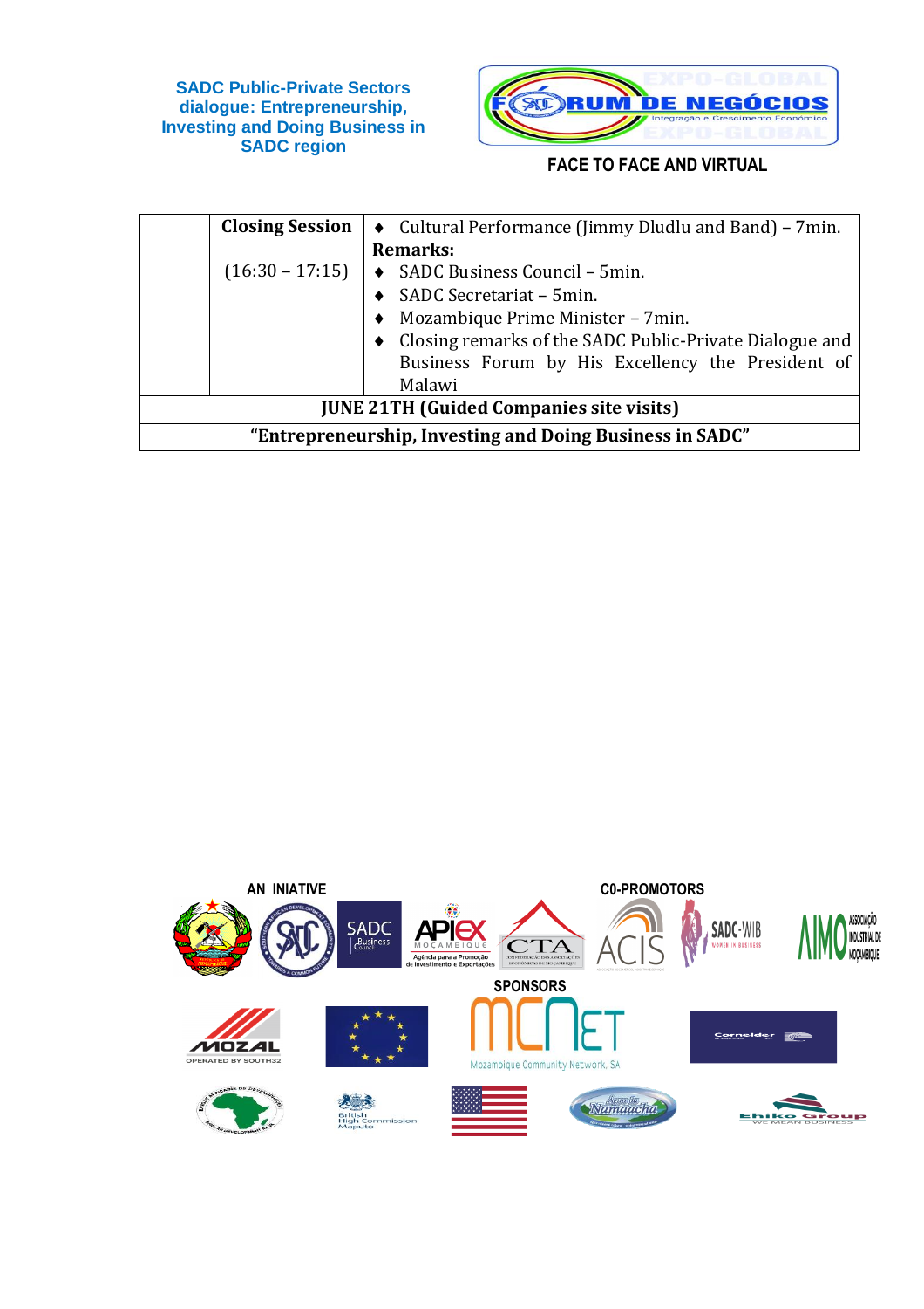**SADC Public-Private Sectors dialogue: Entrepreneurship, Investing and Doing Business in SADC region**

**FACE TO FACE AND VIRTUAL**

| | | |
|---|---|---|
| | **Closing Session**<br><br>(16:30 – 17:15) | ♦ Cultural Performance (Jimmy Dludlu and Band) – 7min.<br>**Remarks:**<br>♦ SADC Business Council – 5min.<br>♦ SADC Secretariat – 5min.<br>♦ Mozambique Prime Minister – 7min.<br>♦ Closing remarks of the SADC Public-Private Dialogue and Business Forum by His Excellency the President of Malawi |
| **JUNE 21TH (Guided Companies site visits)** | | |
| **“Entrepreneurship, Investing and Doing Business in SADC”** | | |

AN INIATIVE

C0-PROMOTORS

SPONSORS